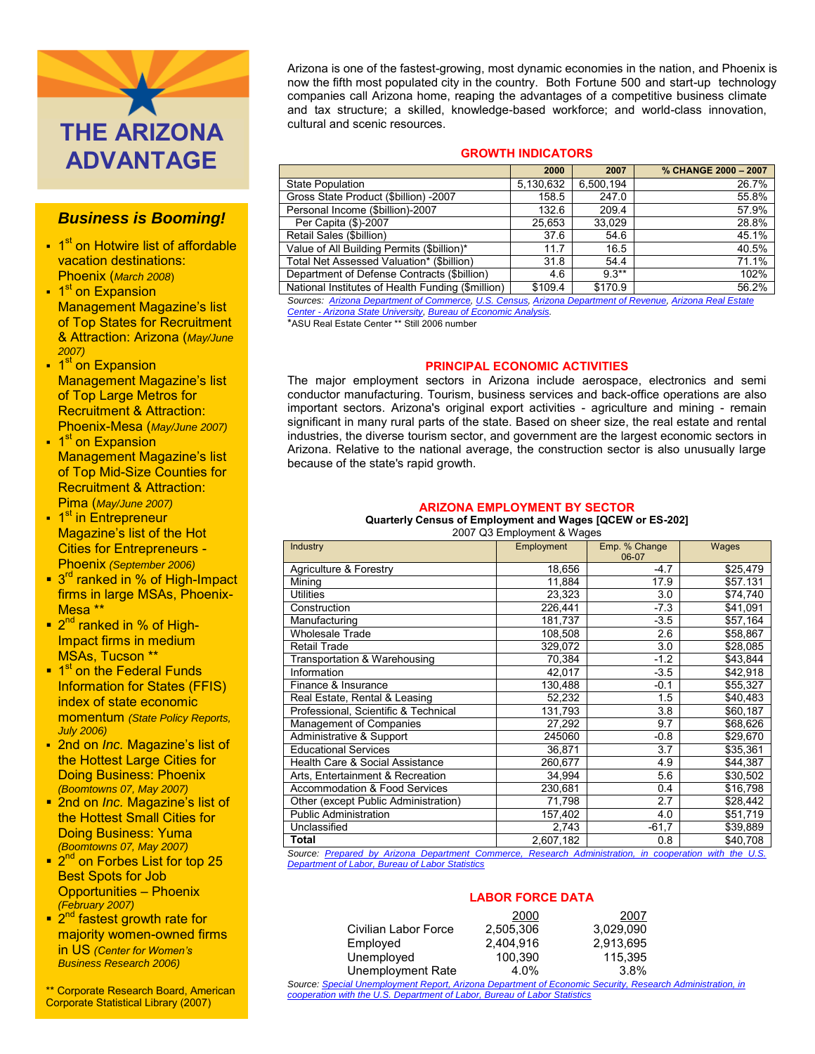# THE ARIZONA ADVANTAGE

## *Business is Booming!*

- 1st on Hotwire list of affordable vacation destinations: Phoenix (*March 2008*)
- 1st on Expansion Management Magazine's list of Top States for Recruitment & Attraction: Arizona (*May/June 2007*)
- 1st on Expansion Management Magazine's list of Top Large Metros for Recruitment & Attraction: Phoenix-Mesa (*May/June 2007*)
- 1st on Expansion Management Magazine's list of Top Mid-Size Counties for Recruitment & Attraction: Pima (*May/June 2007*)
- 1st in Entrepreneur Magazine's list of the Hot Cities for Entrepreneurs - Phoenix (*September 2006*)
- 3rd ranked in % of High-Impact firms in large MSAs, Phoenix-Mesa **
- 2nd ranked in % of High-Impact firms in medium MSAs, Tucson **
- 1st on the Federal Funds Information for States (FFIS) index of state economic momentum (*State Policy Reports, July 2006*)
- 2nd on *Inc.* Magazine's list of the Hottest Large Cities for Doing Business: Phoenix (*Boomtowns 07, May 2007*)
- 2nd on *Inc.* Magazine's list of the Hottest Small Cities for Doing Business: Yuma (*Boomtowns 07, May 2007*)
- 2nd on Forbes List for top 25 Best Spots for Job Opportunities – Phoenix (*February 2007*)
- 2nd fastest growth rate for majority women-owned firms in US (*Center for Women's Business Research 2006*)

** Corporate Research Board, American Corporate Statistical Library (2007)

Arizona is one of the fastest-growing, most dynamic economies in the nation, and Phoenix is now the fifth most populated city in the country. Both Fortune 500 and start-up technology companies call Arizona home, reaping the advantages of a competitive business climate and tax structure; a skilled, knowledge-based workforce; and world-class innovation, cultural and scenic resources.

## GROWTH INDICATORS

| | 2000 | 2007 | % CHANGE 2000 – 2007 |
|---|---|---|---|
| State Population | 5,130,632 | 6,500,194 | 26.7% |
| Gross State Product ($billion) -2007 | 158.5 | 247.0 | 55.8% |
| Personal Income ($billion)-2007 | 132.6 | 209.4 | 57.9% |
| Per Capita ($)-2007 | 25,653 | 33,029 | 28.8% |
| Retail Sales ($billion) | 37.6 | 54.6 | 45.1% |
| Value of All Building Permits ($billion)* | 11.7 | 16.5 | 40.5% |
| Total Net Assessed Valuation* ($billion) | 31.8 | 54.4 | 71.1% |
| Department of Defense Contracts ($billion) | 4.6 | 9.3** | 102% |
| National Institutes of Health Funding ($million) | $109.4 | $170.9 | 56.2% |

*Sources: Arizona Department of Commerce, U.S. Census, Arizona Department of Revenue, Arizona Real Estate Center - Arizona State University, Bureau of Economic Analysis.*

*ASU Real Estate Center ** Still 2006 number

## PRINCIPAL ECONOMIC ACTIVITIES

The major employment sectors in Arizona include aerospace, electronics and semi conductor manufacturing. Tourism, business services and back-office operations are also important sectors. Arizona's original export activities - agriculture and mining - remain significant in many rural parts of the state. Based on sheer size, the real estate and rental industries, the diverse tourism sector, and government are the largest economic sectors in Arizona. Relative to the national average, the construction sector is also unusually large because of the state's rapid growth.

## ARIZONA EMPLOYMENT BY SECTOR

**Quarterly Census of Employment and Wages [QCEW or ES-202]**

2007 Q3 Employment & Wages

| Industry | Employment | Emp. % Change 06-07 | Wages |
|---|---|---|---|
| Agriculture & Forestry | 18,656 | -4.7 | $25,479 |
| Mining | 11,884 | 17.9 | $57.131 |
| Utilities | 23,323 | 3.0 | $74,740 |
| Construction | 226,441 | -7.3 | $41,091 |
| Manufacturing | 181,737 | -3.5 | $57,164 |
| Wholesale Trade | 108,508 | 2.6 | $58,867 |
| Retail Trade | 329,072 | 3.0 | $28,085 |
| Transportation & Warehousing | 70,384 | -1.2 | $43,844 |
| Information | 42,017 | -3.5 | $42,918 |
| Finance & Insurance | 130,488 | -0.1 | $55,327 |
| Real Estate, Rental & Leasing | 52,232 | 1.5 | $40,483 |
| Professional, Scientific & Technical | 131,793 | 3.8 | $60,187 |
| Management of Companies | 27,292 | 9.7 | $68,626 |
| Administrative & Support | 245060 | -0.8 | $29,670 |
| Educational Services | 36,871 | 3.7 | $35,361 |
| Health Care & Social Assistance | 260,677 | 4.9 | $44,387 |
| Arts, Entertainment & Recreation | 34,994 | 5.6 | $30,502 |
| Accommodation & Food Services | 230,681 | 0.4 | $16,798 |
| Other (except Public Administration) | 71,798 | 2.7 | $28,442 |
| Public Administration | 157,402 | 4.0 | $51,719 |
| Unclassified | 2,743 | -61,7 | $39,889 |
| **Total** | 2,607,182 | 0.8 | $40,708 |

*Source: Prepared by Arizona Department Commerce, Research Administration, in cooperation with the U.S. Department of Labor, Bureau of Labor Statistics*

## LABOR FORCE DATA

| | 2000 | 2007 |
|---|---|---|
| Civilian Labor Force | 2,505,306 | 3,029,090 |
| Employed | 2,404,916 | 2,913,695 |
| Unemployed | 100,390 | 115,395 |
| Unemployment Rate | 4.0% | 3.8% |

*Source: Special Unemployment Report, Arizona Department of Economic Security, Research Administration, in cooperation with the U.S. Department of Labor, Bureau of Labor Statistics*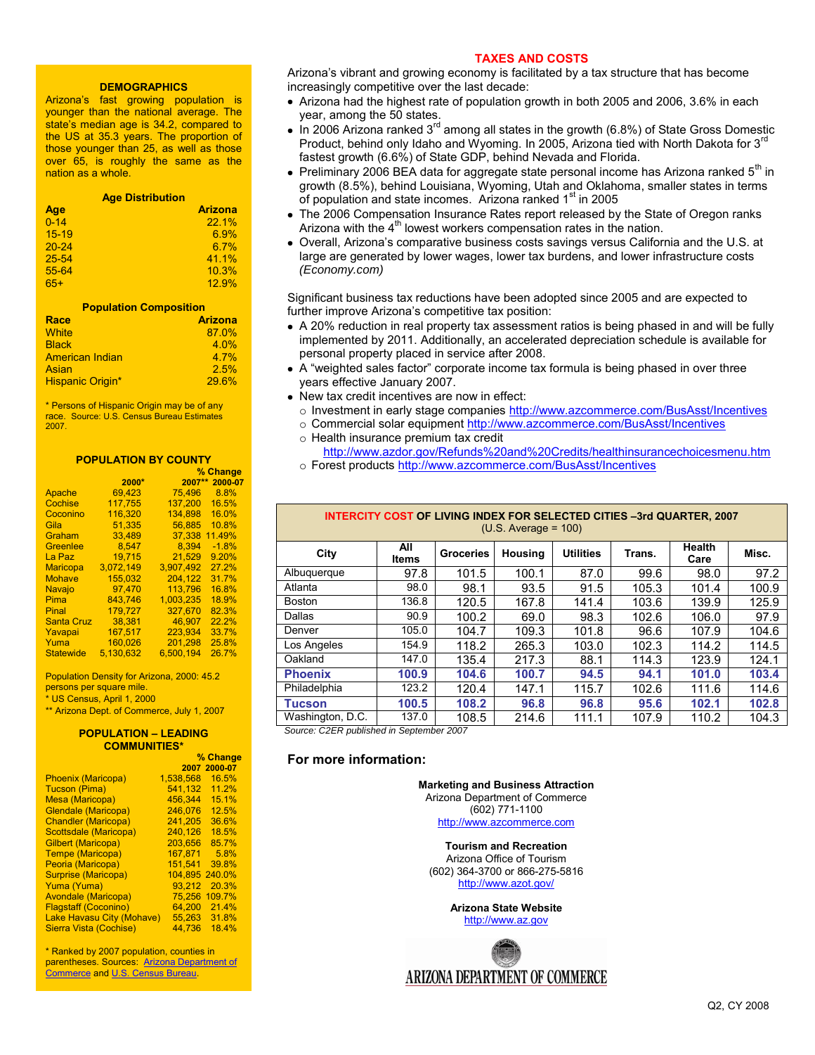## DEMOGRAPHICS

Arizona's fast growing population is younger than the national average. The state's median age is 34.2, compared to the US at 35.3 years. The proportion of those younger than 25, as well as those over 65, is roughly the same as the nation as a whole.

**Age Distribution**

| Age | Arizona |
|---|---|
| 0-14 | 22.1% |
| 15-19 | 6.9% |
| 20-24 | 6.7% |
| 25-54 | 41.1% |
| 55-64 | 10.3% |
| 65+ | 12.9% |

**Population Composition**

| Race | Arizona |
|---|---|
| White | 87.0% |
| Black | 4.0% |
| American Indian | 4.7% |
| Asian | 2.5% |
| Hispanic Origin* | 29.6% |

\* Persons of Hispanic Origin may be of any race. Source: U.S. Census Bureau Estimates 2007.

### POPULATION BY COUNTY

| | 2000* | 2007** | % Change 2000-07 |
|---|---|---|---|
| Apache | 69,423 | 75,496 | 8.8% |
| Cochise | 117,755 | 137,200 | 16.5% |
| Coconino | 116,320 | 134,898 | 16.0% |
| Gila | 51,335 | 56,885 | 10.8% |
| Graham | 33,489 | 37,338 | 11.49% |
| Greenlee | 8,547 | 8,394 | -1.8% |
| La Paz | 19,715 | 21,529 | 9.20% |
| Maricopa | 3,072,149 | 3,907,492 | 27.2% |
| Mohave | 155,032 | 204,122 | 31.7% |
| Navajo | 97,470 | 113,796 | 16.8% |
| Pima | 843,746 | 1,003,235 | 18.9% |
| Pinal | 179,727 | 327,670 | 82.3% |
| Santa Cruz | 38,381 | 46,907 | 22.2% |
| Yavapai | 167,517 | 223,934 | 33.7% |
| Yuma | 160,026 | 201,298 | 25.8% |
| Statewide | 5,130,632 | 6,500,194 | 26.7% |

Population Density for Arizona, 2000: 45.2 persons per square mile.
\* US Census, April 1, 2000
\*\* Arizona Dept. of Commerce, July 1, 2007

### POPULATION – LEADING COMMUNITIES*

| | 2007 | % Change 2000-07 |
|---|---|---|
| Phoenix (Maricopa) | 1,538,568 | 16.5% |
| Tucson (Pima) | 541,132 | 11.2% |
| Mesa (Maricopa) | 456,344 | 15.1% |
| Glendale (Maricopa) | 246,076 | 12.5% |
| Chandler (Maricopa) | 241,205 | 36.6% |
| Scottsdale (Maricopa) | 240,126 | 18.5% |
| Gilbert (Maricopa) | 203,656 | 85.7% |
| Tempe (Maricopa) | 167,871 | 5.8% |
| Peoria (Maricopa) | 151,541 | 39.8% |
| Surprise (Maricopa) | 104,895 | 240.0% |
| Yuma (Yuma) | 93,212 | 20.3% |
| Avondale (Maricopa) | 75,256 | 109.7% |
| Flagstaff (Coconino) | 64,200 | 21.4% |
| Lake Havasu City (Mohave) | 55,263 | 31.8% |
| Sierra Vista (Cochise) | 44,736 | 18.4% |

\* Ranked by 2007 population, counties in parentheses. Sources: Arizona Department of Commerce and U.S. Census Bureau.

## TAXES AND COSTS

Arizona's vibrant and growing economy is facilitated by a tax structure that has become increasingly competitive over the last decade:

- Arizona had the highest rate of population growth in both 2005 and 2006, 3.6% in each year, among the 50 states.
- In 2006 Arizona ranked 3rd among all states in the growth (6.8%) of State Gross Domestic Product, behind only Idaho and Wyoming. In 2005, Arizona tied with North Dakota for 3rd fastest growth (6.6%) of State GDP, behind Nevada and Florida.
- Preliminary 2006 BEA data for aggregate state personal income has Arizona ranked 5th in growth (8.5%), behind Louisiana, Wyoming, Utah and Oklahoma, smaller states in terms of population and state incomes. Arizona ranked 1st in 2005
- The 2006 Compensation Insurance Rates report released by the State of Oregon ranks Arizona with the 4th lowest workers compensation rates in the nation.
- Overall, Arizona's comparative business costs savings versus California and the U.S. at large are generated by lower wages, lower tax burdens, and lower infrastructure costs *(Economy.com)*

Significant business tax reductions have been adopted since 2005 and are expected to further improve Arizona's competitive tax position:

- A 20% reduction in real property tax assessment ratios is being phased in and will be fully implemented by 2011. Additionally, an accelerated depreciation schedule is available for personal property placed in service after 2008.
- A "weighted sales factor" corporate income tax formula is being phased in over three years effective January 2007.
- New tax credit incentives are now in effect:
  - Investment in early stage companies http://www.azcommerce.com/BusAsst/Incentives
  - Commercial solar equipment http://www.azcommerce.com/BusAsst/Incentives
  - Health insurance premium tax credit http://www.azdor.gov/Refunds%20and%20Credits/healthinsurancechoicesmenu.htm
  - Forest products http://www.azcommerce.com/BusAsst/Incentives

**INTERCITY COST OF LIVING INDEX FOR SELECTED CITIES –3rd QUARTER, 2007**
(U.S. Average = 100)

| City | All Items | Groceries | Housing | Utilities | Trans. | Health Care | Misc. |
|---|---|---|---|---|---|---|---|
| Albuquerque | 97.8 | 101.5 | 100.1 | 87.0 | 99.6 | 98.0 | 97.2 |
| Atlanta | 98.0 | 98.1 | 93.5 | 91.5 | 105.3 | 101.4 | 100.9 |
| Boston | 136.8 | 120.5 | 167.8 | 141.4 | 103.6 | 139.9 | 125.9 |
| Dallas | 90.9 | 100.2 | 69.0 | 98.3 | 102.6 | 106.0 | 97.9 |
| Denver | 105.0 | 104.7 | 109.3 | 101.8 | 96.6 | 107.9 | 104.6 |
| Los Angeles | 154.9 | 118.2 | 265.3 | 103.0 | 102.3 | 114.2 | 114.5 |
| Oakland | 147.0 | 135.4 | 217.3 | 88.1 | 114.3 | 123.9 | 124.1 |
| **Phoenix** | **100.9** | **104.6** | **100.7** | **94.5** | **94.1** | **101.0** | **103.4** |
| Philadelphia | 123.2 | 120.4 | 147.1 | 115.7 | 102.6 | 111.6 | 114.6 |
| **Tucson** | **100.5** | **108.2** | **96.8** | **96.8** | **95.6** | **102.1** | **102.8** |
| Washington, D.C. | 137.0 | 108.5 | 214.6 | 111.1 | 107.9 | 110.2 | 104.3 |

*Source: C2ER published in September 2007*

### For more information:

**Marketing and Business Attraction**
Arizona Department of Commerce
(602) 771-1100
http://www.azcommerce.com

**Tourism and Recreation**
Arizona Office of Tourism
(602) 364-3700 or 866-275-5816
http://www.azot.gov/

**Arizona State Website**
http://www.az.gov

ARIZONA DEPARTMENT OF COMMERCE

Q2, CY 2008